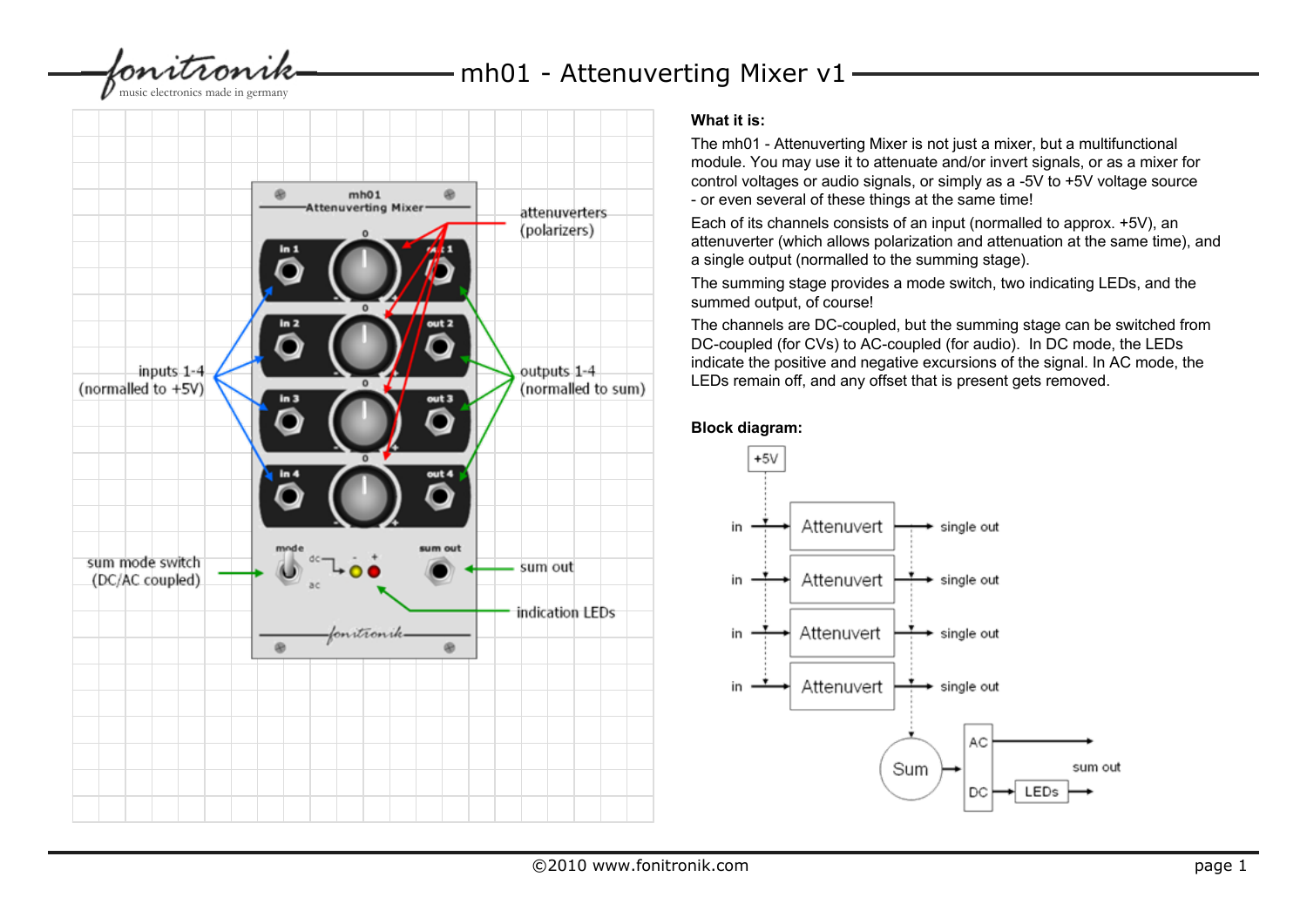# mh01 - Attenuverting Mixer v1

**What it is:**

The mh01 - Attenuverting Mixer is not just a mixer, but a multifunctional module. You may use it to attenuate and/or invert signals, or as a mixer for control voltages or audio signals, or simply as a -5V to +5V voltage source - or even several of these things at the same time!

Each of its channels consists of an input (normalled to approx. +5V), an attenuverter (which allows polarization and attenuation at the same time), and a single output (normalled to the summing stage).

The summing stage provides a mode switch, two indicating LEDs, and the summed output, of course!

The channels are DC-coupled, but the summing stage can be switched from DC-coupled (for CVs) to AC-coupled (for audio). In DC mode, the LEDs indicate the positive and negative excursions of the signal. In AC mode, the LEDs remain off, and any offset that is present gets removed.

**Block diagram:**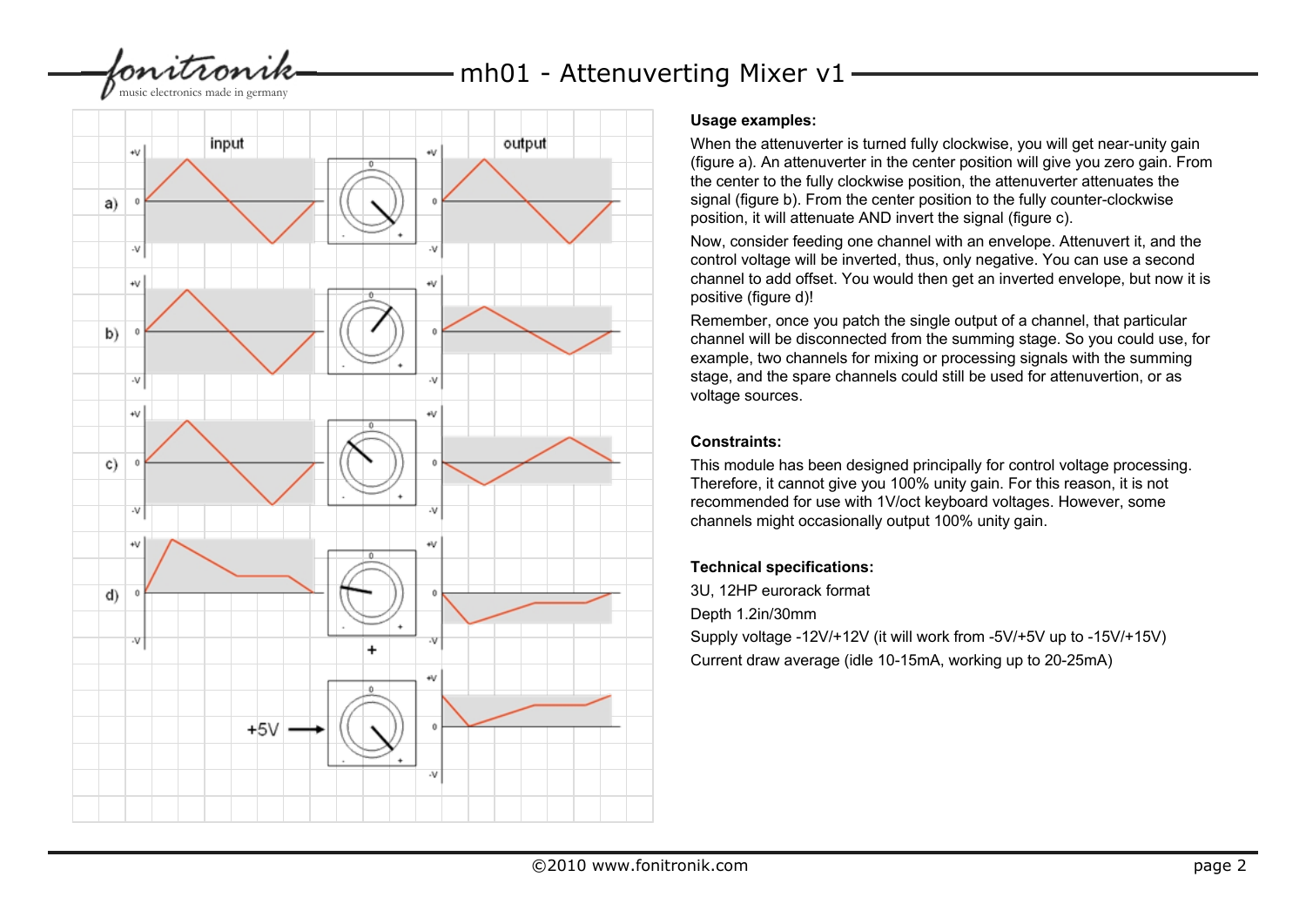## Usage examples:

When the attenuverter is turned fully clockwise, you will get near-unity gain (figure a). An attenuverter in the center position will give you zero gain. From the center to the fully clockwise position, the attenuverter attenuates the signal (figure b). From the center position to the fully counter-clockwise position, it will attenuate AND invert the signal (figure c).

Now, consider feeding one channel with an envelope. Attenuvert it, and the control voltage will be inverted, thus, only negative. You can use a second channel to add offset. You would then get an inverted envelope, but now it is positive (figure d)!

Remember, once you patch the single output of a channel, that particular channel will be disconnected from the summing stage. So you could use, for example, two channels for mixing or processing signals with the summing stage, and the spare channels could still be used for attenuvertion, or as voltage sources.

## Constraints:

This module has been designed principally for control voltage processing. Therefore, it cannot give you 100% unity gain. For this reason, it is not recommended for use with 1V/oct keyboard voltages. However, some channels might occasionally output 100% unity gain.

## Technical specifications:

3U, 12HP eurorack format

Depth 1.2in/30mm

Supply voltage -12V/+12V (it will work from -5V/+5V up to -15V/+15V)

Current draw average (idle 10-15mA, working up to 20-25mA)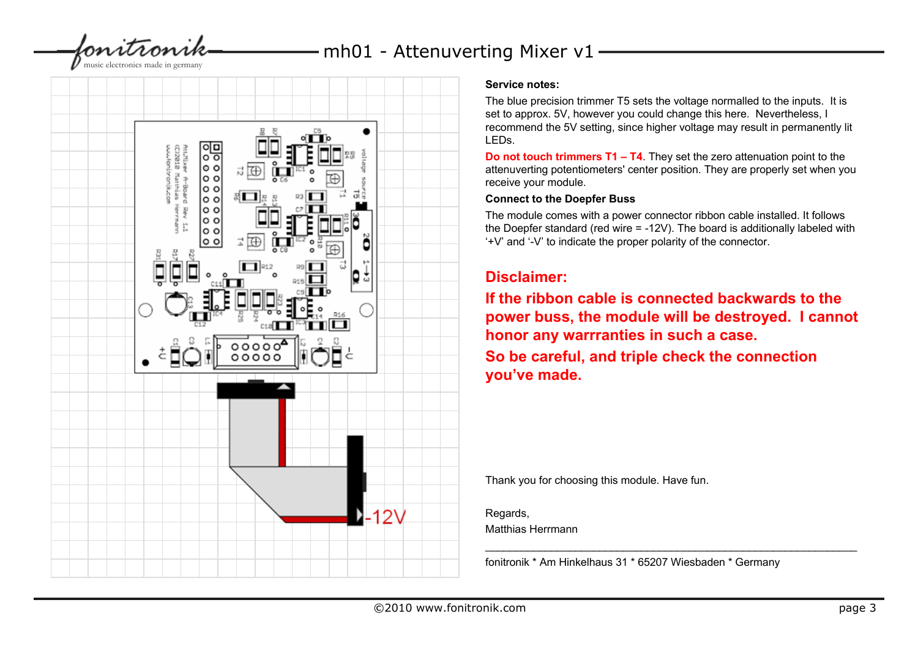## mh01 - Attenuverting Mixer v1

**Service notes:**

The blue precision trimmer T5 sets the voltage normalled to the inputs. It is set to approx. 5V, however you could change this here. Nevertheless, I recommend the 5V setting, since higher voltage may result in permanently lit LEDs.

**Do not touch trimmers T1 – T4**. They set the zero attenuation point to the attenuverting potentiometers' center position. They are properly set when you receive your module.

**Connect to the Doepfer Buss**

The module comes with a power connector ribbon cable installed. It follows the Doepfer standard (red wire = -12V). The board is additionally labeled with '+V' and '-V' to indicate the proper polarity of the connector.

### Disclaimer:

**If the ribbon cable is connected backwards to the power buss, the module will be destroyed. I cannot honor any warrranties in such a case.**

**So be careful, and triple check the connection you've made.**

Thank you for choosing this module. Have fun.

Regards,
Matthias Herrmann

fonitronik * Am Hinkelhaus 31 * 65207 Wiesbaden * Germany